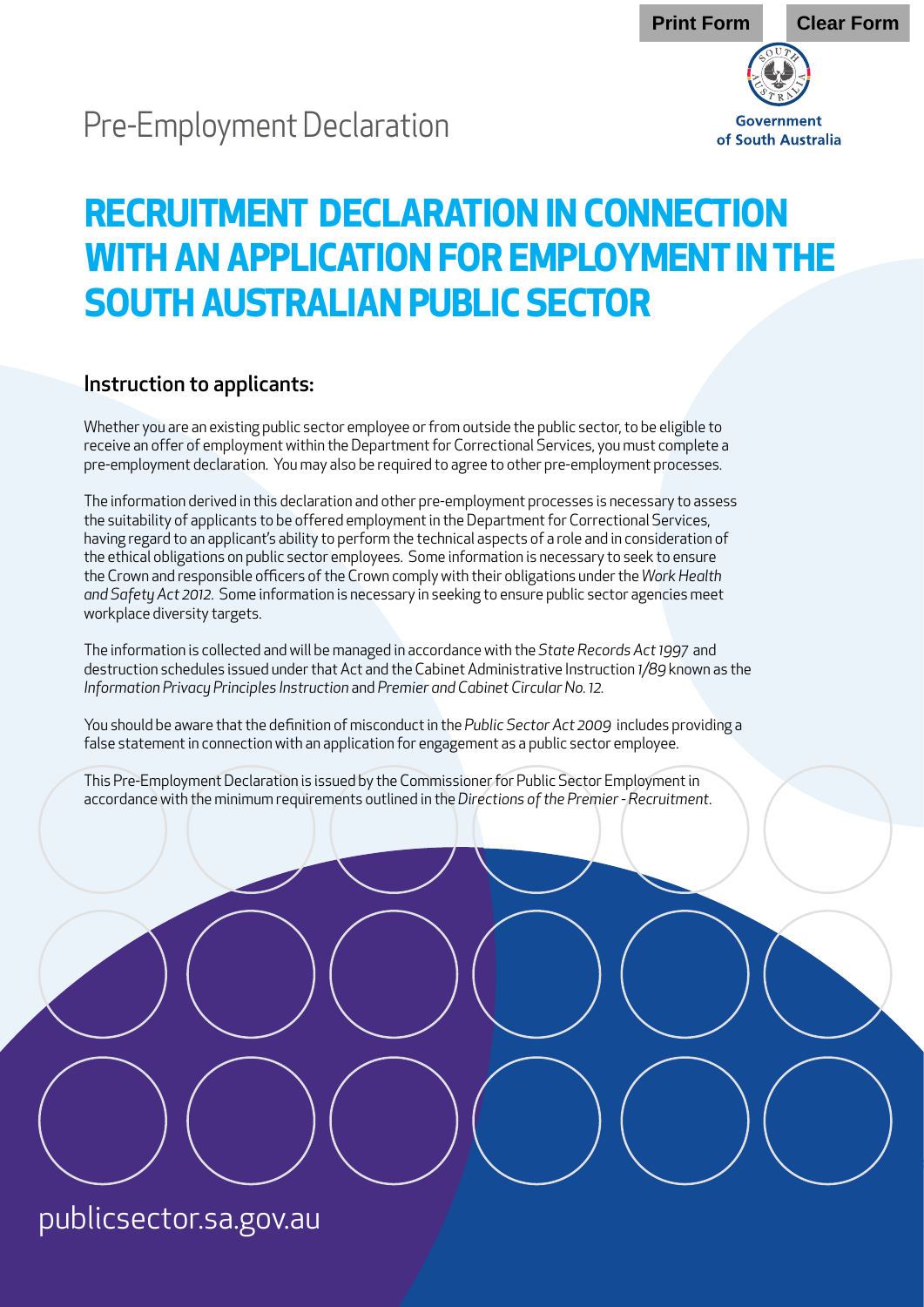Pre-Employment Declaration

Government of South Australia

# RECRUITMENT DECLARATION IN CONNECTION WITH AN APPLICATION FOR EMPLOYMENT IN THE SOUTH AUSTRALIAN PUBLIC SECTOR

## Instruction to applicants:

Whether you are an existing public sector employee or from outside the public sector, to be eligible to receive an offer of employment within the Department for Correctional Services, you must complete a pre-employment declaration. You may also be required to agree to other pre-employment processes.

The information derived in this declaration and other pre-employment processes is necessary to assess the suitability of applicants to be offered employment in the Department for Correctional Services, having regard to an applicant's ability to perform the technical aspects of a role and in consideration of the ethical obligations on public sector employees. Some information is necessary to seek to ensure the Crown and responsible officers of the Crown comply with their obligations under the *Work Health and Safety Act 2012*. Some information is necessary in seeking to ensure public sector agencies meet workplace diversity targets.

The information is collected and will be managed in accordance with the *State Records Act 1997* and destruction schedules issued under that Act and the Cabinet Administrative Instruction 1/89 known as the *Information Privacy Principles Instruction* and *Premier and Cabinet Circular No. 12.*

You should be aware that the definition of misconduct in the *Public Sector Act 2009* includes providing a false statement in connection with an application for engagement as a public sector employee.

This Pre-Employment Declaration is issued by the Commissioner for Public Sector Employment in accordance with the minimum requirements outlined in the *Directions of the Premier - Recruitment*.

publicsector.sa.gov.au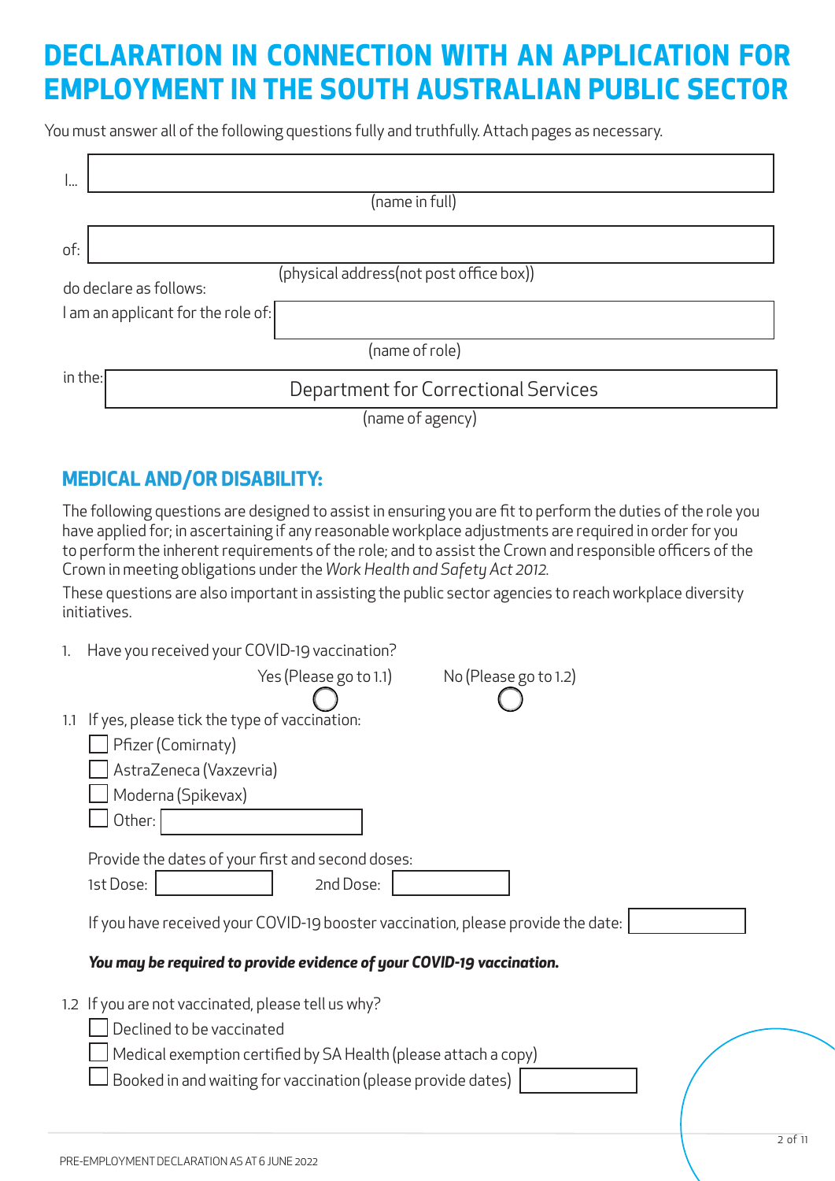# DECLARATION IN CONNECTION WITH AN APPLICATION FOR EMPLOYMENT IN THE SOUTH AUSTRALIAN PUBLIC SECTOR

You must answer all of the following questions fully and truthfully. Attach pages as necessary.

I... ______________________________
(name in full)

of: ______________________________
(physical address(not post office box))

do declare as follows:

I am an applicant for the role of: ______________________________
(name of role)

in the: Department for Correctional Services
(name of agency)

## MEDICAL AND/OR DISABILITY:

The following questions are designed to assist in ensuring you are fit to perform the duties of the role you have applied for; in ascertaining if any reasonable workplace adjustments are required in order for you to perform the inherent requirements of the role; and to assist the Crown and responsible officers of the Crown in meeting obligations under the *Work Health and Safety Act 2012.*

These questions are also important in assisting the public sector agencies to reach workplace diversity initiatives.

1. Have you received your COVID-19 vaccination?

   ○ Yes (Please go to 1.1) ○ No (Please go to 1.2)

1.1 If yes, please tick the type of vaccination:

- ☐ Pfizer (Comirnaty)
- ☐ AstraZeneca (Vaxzevria)
- ☐ Moderna (Spikevax)
- ☐ Other: ______________

Provide the dates of your first and second doses:

1st Dose: __________ 2nd Dose: __________

If you have received your COVID-19 booster vaccination, please provide the date: __________

***You may be required to provide evidence of your COVID-19 vaccination.***

1.2 If you are not vaccinated, please tell us why?

- ☐ Declined to be vaccinated
- ☐ Medical exemption certified by SA Health (please attach a copy)
- ☐ Booked in and waiting for vaccination (please provide dates) __________

PRE-EMPLOYMENT DECLARATION AS AT 6 JUNE 2022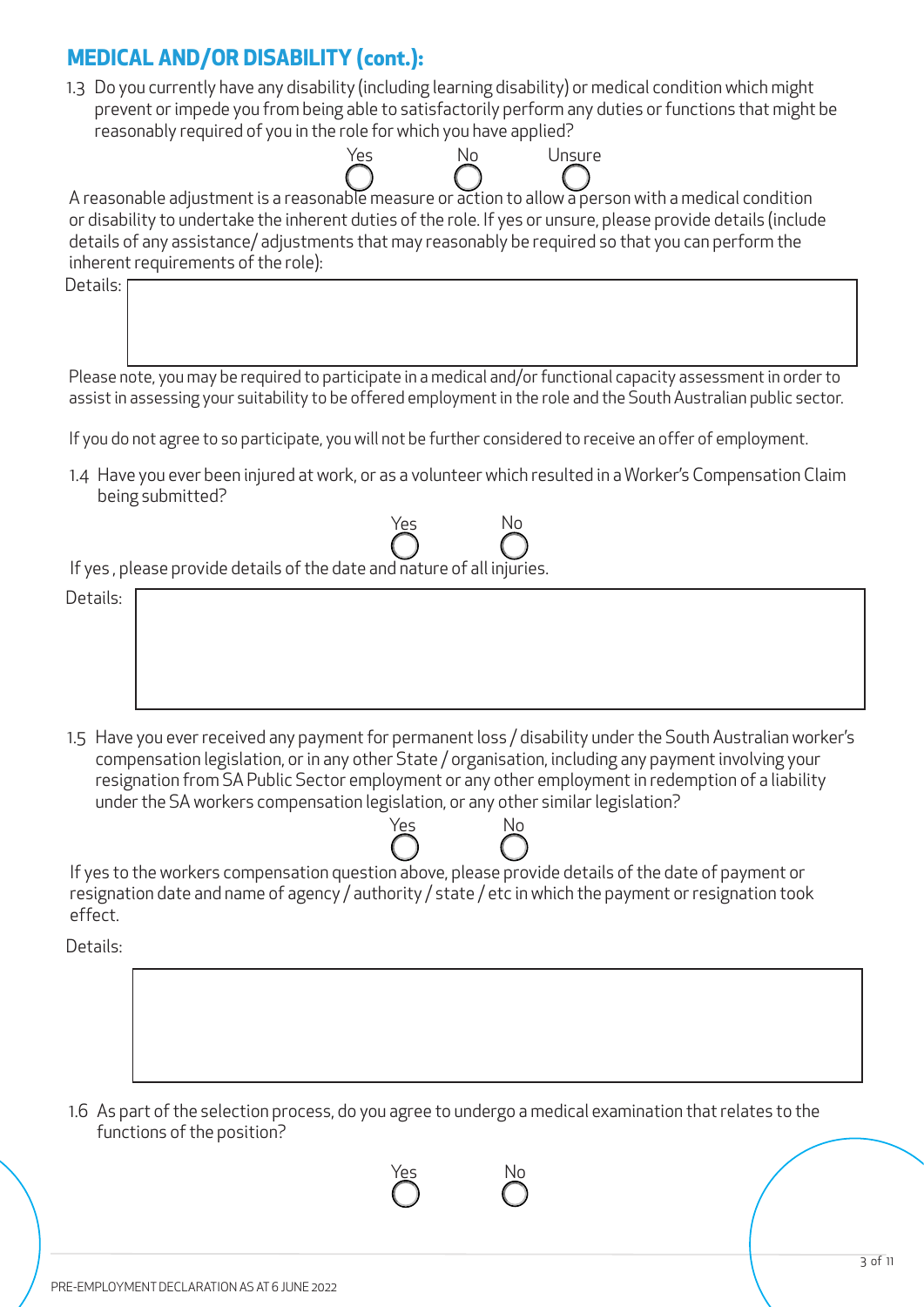## MEDICAL AND/OR DISABILITY (cont.):

1.3 Do you currently have any disability (including learning disability) or medical condition which might prevent or impede you from being able to satisfactorily perform any duties or functions that might be reasonably required of you in the role for which you have applied?

Yes ◯  No ◯  Unsure ◯

A reasonable adjustment is a reasonable measure or action to allow a person with a medical condition or disability to undertake the inherent duties of the role. If yes or unsure, please provide details (include details of any assistance/ adjustments that may reasonably be required so that you can perform the inherent requirements of the role):

Details:

Please note, you may be required to participate in a medical and/or functional capacity assessment in order to assist in assessing your suitability to be offered employment in the role and the South Australian public sector.

If you do not agree to so participate, you will not be further considered to receive an offer of employment.

1.4 Have you ever been injured at work, or as a volunteer which resulted in a Worker's Compensation Claim being submitted?

Yes ◯  No ◯

If yes , please provide details of the date and nature of all injuries.

Details:

1.5 Have you ever received any payment for permanent loss / disability under the South Australian worker's compensation legislation, or in any other State / organisation, including any payment involving your resignation from SA Public Sector employment or any other employment in redemption of a liability under the SA workers compensation legislation, or any other similar legislation?

Yes ◯  No ◯

If yes to the workers compensation question above, please provide details of the date of payment or resignation date and name of agency / authority / state / etc in which the payment or resignation took effect.

Details:

1.6 As part of the selection process, do you agree to undergo a medical examination that relates to the functions of the position?

Yes ◯  No ◯

PRE-EMPLOYMENT DECLARATION AS AT 6 JUNE 2022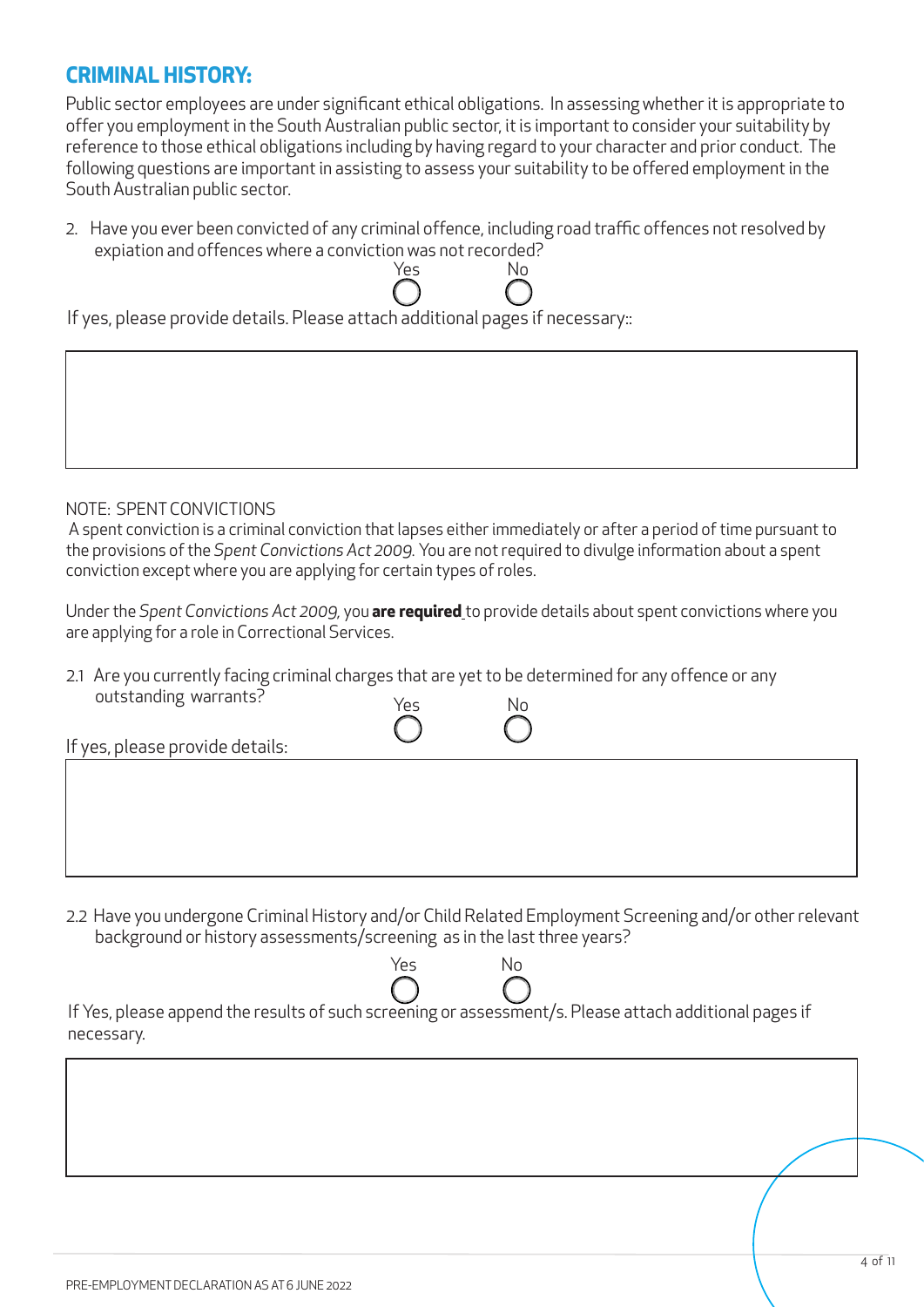## CRIMINAL HISTORY:

Public sector employees are under significant ethical obligations. In assessing whether it is appropriate to offer you employment in the South Australian public sector, it is important to consider your suitability by reference to those ethical obligations including by having regard to your character and prior conduct. The following questions are important in assisting to assess your suitability to be offered employment in the South Australian public sector.

2. Have you ever been convicted of any criminal offence, including road traffic offences not resolved by expiation and offences where a conviction was not recorded?

Yes ◯ No ◯

If yes, please provide details. Please attach additional pages if necessary::

NOTE: SPENT CONVICTIONS

A spent conviction is a criminal conviction that lapses either immediately or after a period of time pursuant to the provisions of the *Spent Convictions Act 2009*. You are not required to divulge information about a spent conviction except where you are applying for certain types of roles.

Under the *Spent Convictions Act 2009*, you **are required** to provide details about spent convictions where you are applying for a role in Correctional Services.

2.1 Are you currently facing criminal charges that are yet to be determined for any offence or any outstanding warrants?

Yes ◯ No ◯

If yes, please provide details:

2.2 Have you undergone Criminal History and/or Child Related Employment Screening and/or other relevant background or history assessments/screening as in the last three years?

Yes ◯ No ◯

If Yes, please append the results of such screening or assessment/s. Please attach additional pages if necessary.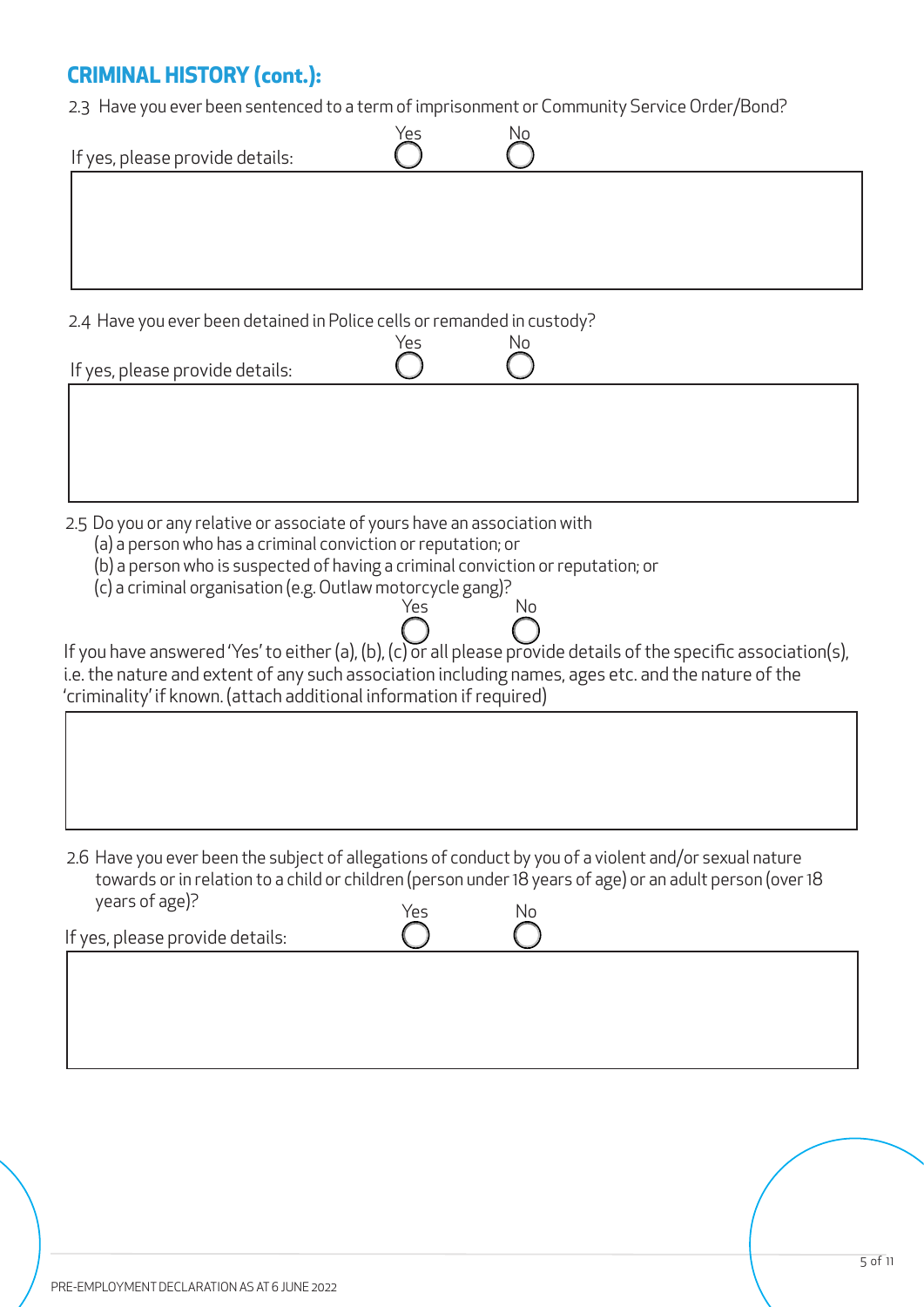## CRIMINAL HISTORY (cont.):

2.3 Have you ever been sentenced to a term of imprisonment or Community Service Order/Bond?

If yes, please provide details: Yes ◯ No ◯

2.4 Have you ever been detained in Police cells or remanded in custody?

If yes, please provide details: Yes ◯ No ◯

2.5 Do you or any relative or associate of yours have an association with
(a) a person who has a criminal conviction or reputation; or
(b) a person who is suspected of having a criminal conviction or reputation; or
(c) a criminal organisation (e.g. Outlaw motorcycle gang)?

Yes ◯ No ◯

If you have answered 'Yes' to either (a), (b), (c) or all please provide details of the specific association(s), i.e. the nature and extent of any such association including names, ages etc. and the nature of the 'criminality' if known. (attach additional information if required)

2.6 Have you ever been the subject of allegations of conduct by you of a violent and/or sexual nature towards or in relation to a child or children (person under 18 years of age) or an adult person (over 18 years of age)?

If yes, please provide details: Yes ◯ No ◯

PRE-EMPLOYMENT DECLARATION AS AT 6 JUNE 2022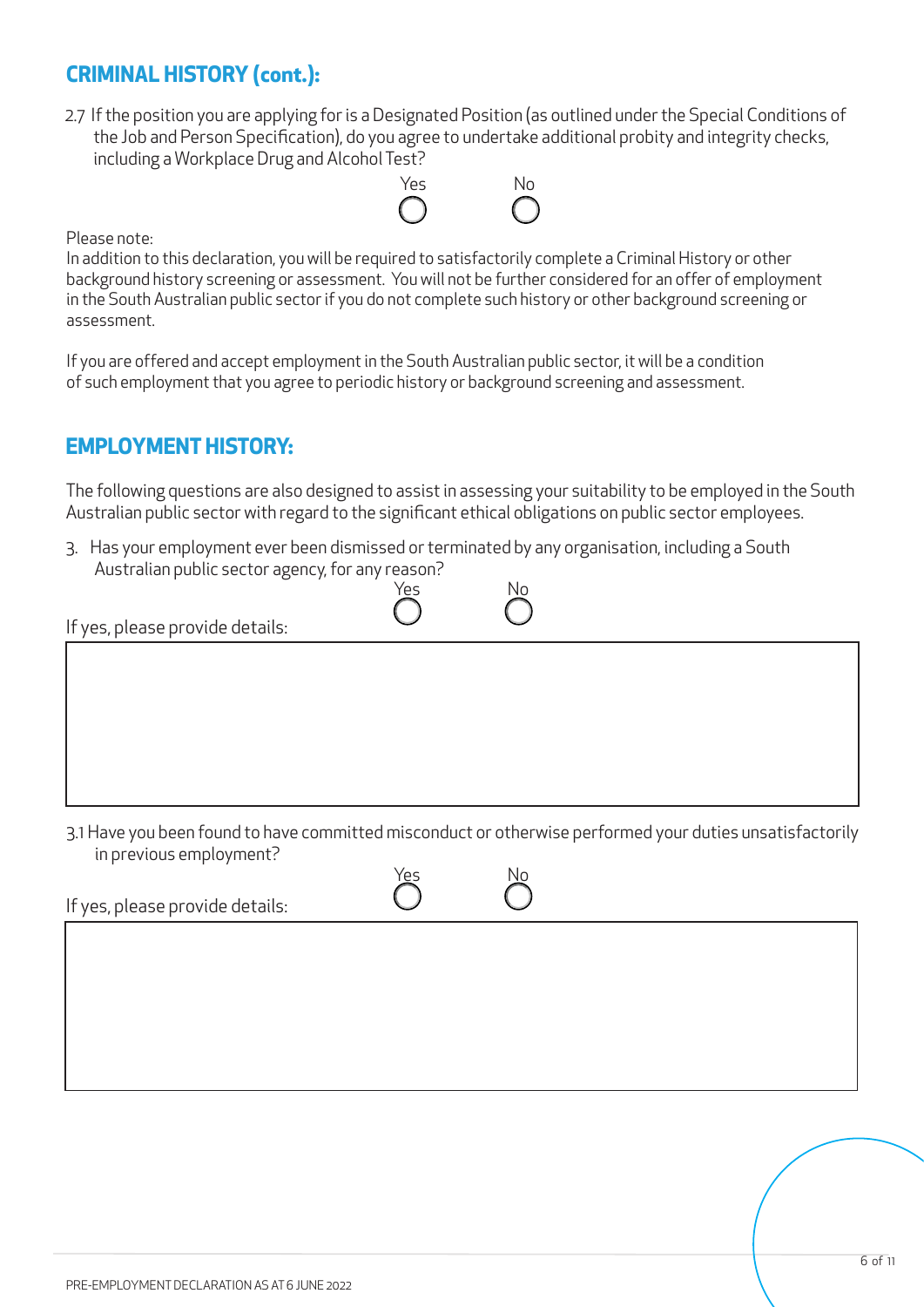## CRIMINAL HISTORY (cont.):

2.7 If the position you are applying for is a Designated Position (as outlined under the Special Conditions of the Job and Person Specification), do you agree to undertake additional probity and integrity checks, including a Workplace Drug and Alcohol Test?

Yes ◯ No ◯

Please note:
In addition to this declaration, you will be required to satisfactorily complete a Criminal History or other background history screening or assessment. You will not be further considered for an offer of employment in the South Australian public sector if you do not complete such history or other background screening or assessment.

If you are offered and accept employment in the South Australian public sector, it will be a condition of such employment that you agree to periodic history or background screening and assessment.

## EMPLOYMENT HISTORY:

The following questions are also designed to assist in assessing your suitability to be employed in the South Australian public sector with regard to the significant ethical obligations on public sector employees.

3. Has your employment ever been dismissed or terminated by any organisation, including a South Australian public sector agency, for any reason?

Yes ◯ No ◯

If yes, please provide details:

3.1 Have you been found to have committed misconduct or otherwise performed your duties unsatisfactorily in previous employment?

Yes ◯ No ◯

If yes, please provide details: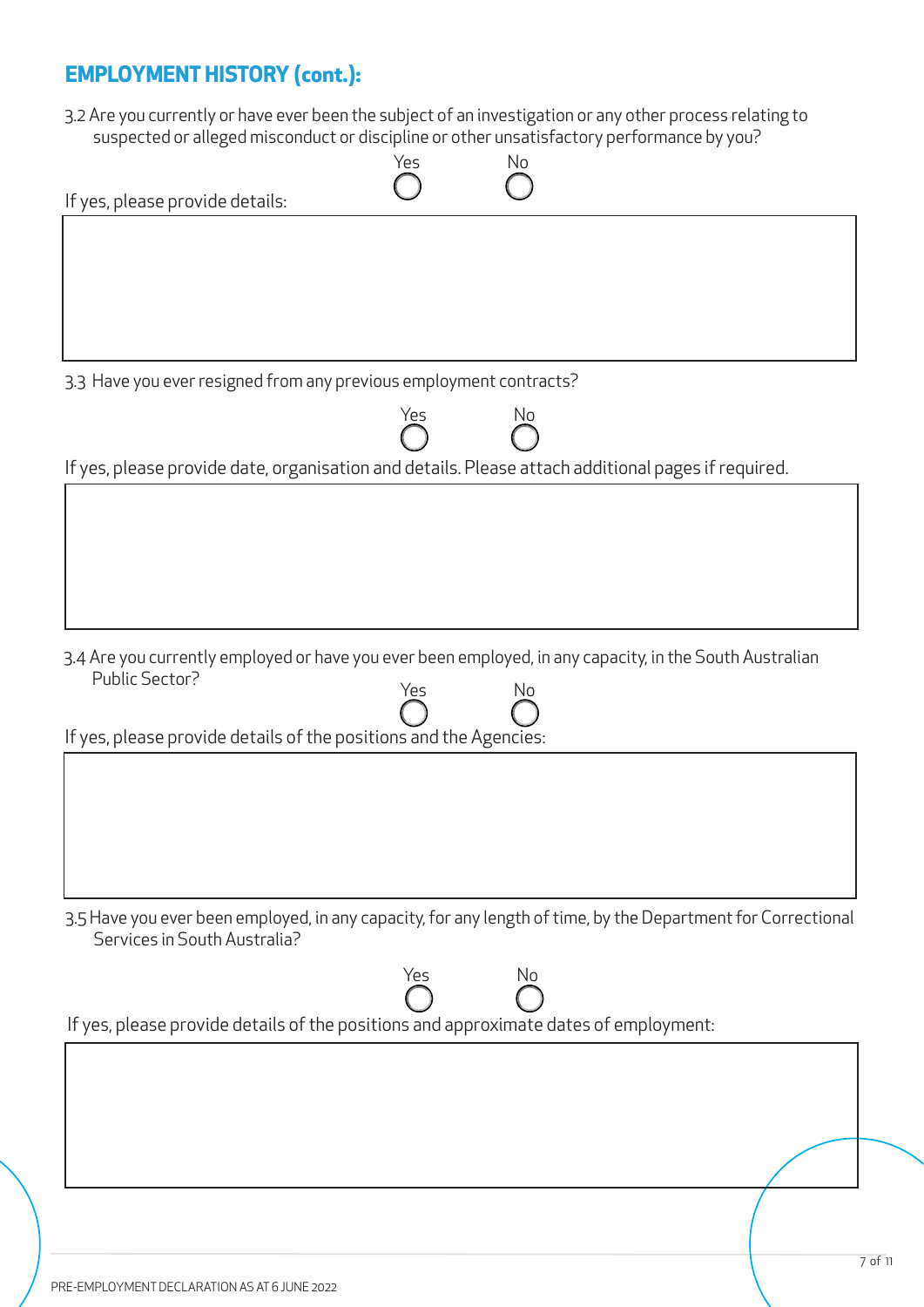## EMPLOYMENT HISTORY (cont.):

3.2 Are you currently or have ever been the subject of an investigation or any other process relating to suspected or alleged misconduct or discipline or other unsatisfactory performance by you?

Yes ◯ No ◯

If yes, please provide details:

3.3 Have you ever resigned from any previous employment contracts?

Yes ◯ No ◯

If yes, please provide date, organisation and details. Please attach additional pages if required.

3.4 Are you currently employed or have you ever been employed, in any capacity, in the South Australian Public Sector?

Yes ◯ No ◯

If yes, please provide details of the positions and the Agencies:

3.5 Have you ever been employed, in any capacity, for any length of time, by the Department for Correctional Services in South Australia?

Yes ◯ No ◯

If yes, please provide details of the positions and approximate dates of employment: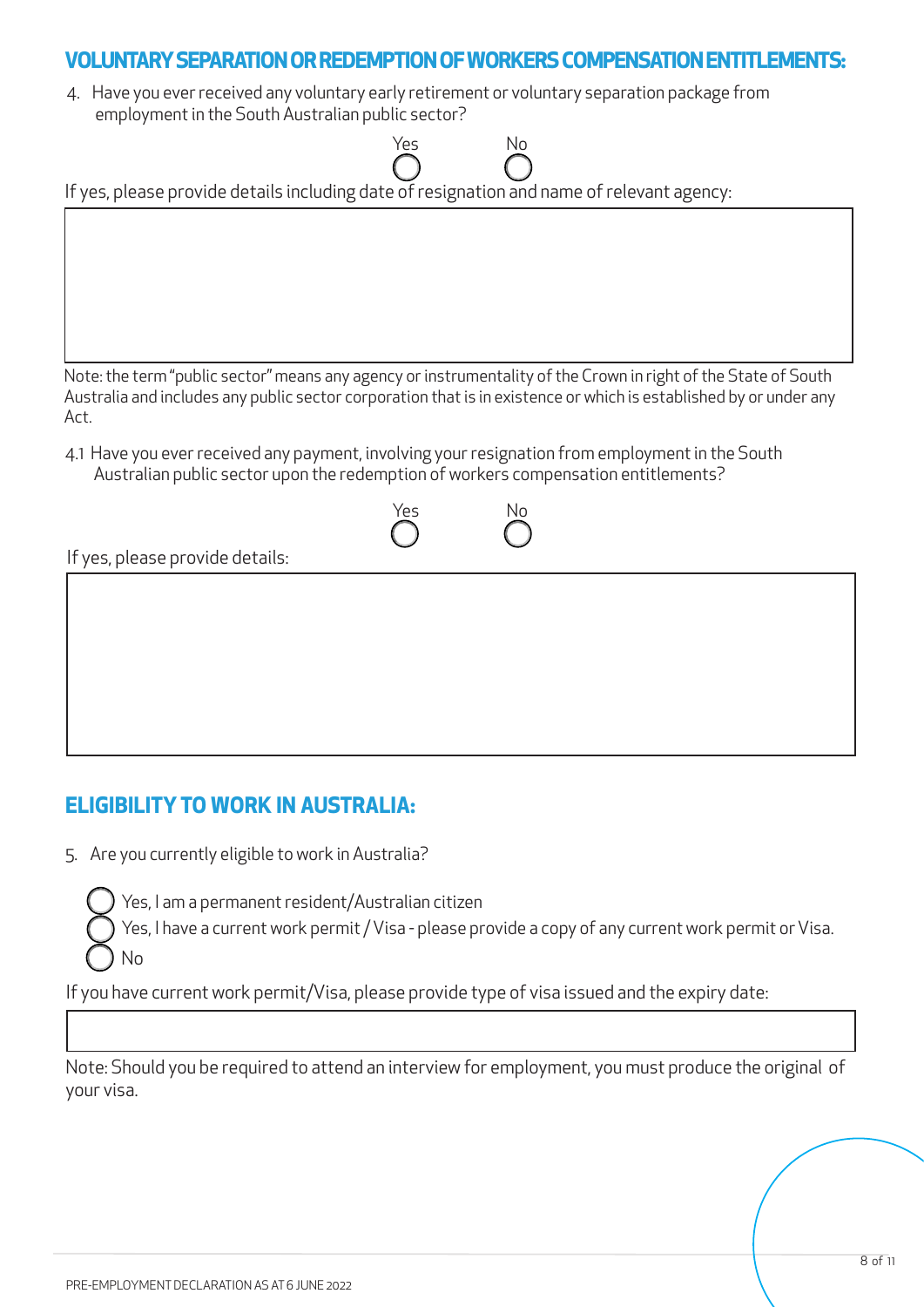## VOLUNTARY SEPARATION OR REDEMPTION OF WORKERS COMPENSATION ENTITLEMENTS:

4. Have you ever received any voluntary early retirement or voluntary separation package from employment in the South Australian public sector?

   ◯ Yes  ◯ No

If yes, please provide details including date of resignation and name of relevant agency:

Note: the term "public sector" means any agency or instrumentality of the Crown in right of the State of South Australia and includes any public sector corporation that is in existence or which is established by or under any Act.

4.1 Have you ever received any payment, involving your resignation from employment in the South Australian public sector upon the redemption of workers compensation entitlements?

   ◯ Yes  ◯ No

If yes, please provide details:

## ELIGIBILITY TO WORK IN AUSTRALIA:

5. Are you currently eligible to work in Australia?

   ◯ Yes, I am a permanent resident/Australian citizen
   ◯ Yes, I have a current work permit / Visa - please provide a copy of any current work permit or Visa.
   ◯ No

If you have current work permit/Visa, please provide type of visa issued and the expiry date:

Note: Should you be required to attend an interview for employment, you must produce the original of your visa.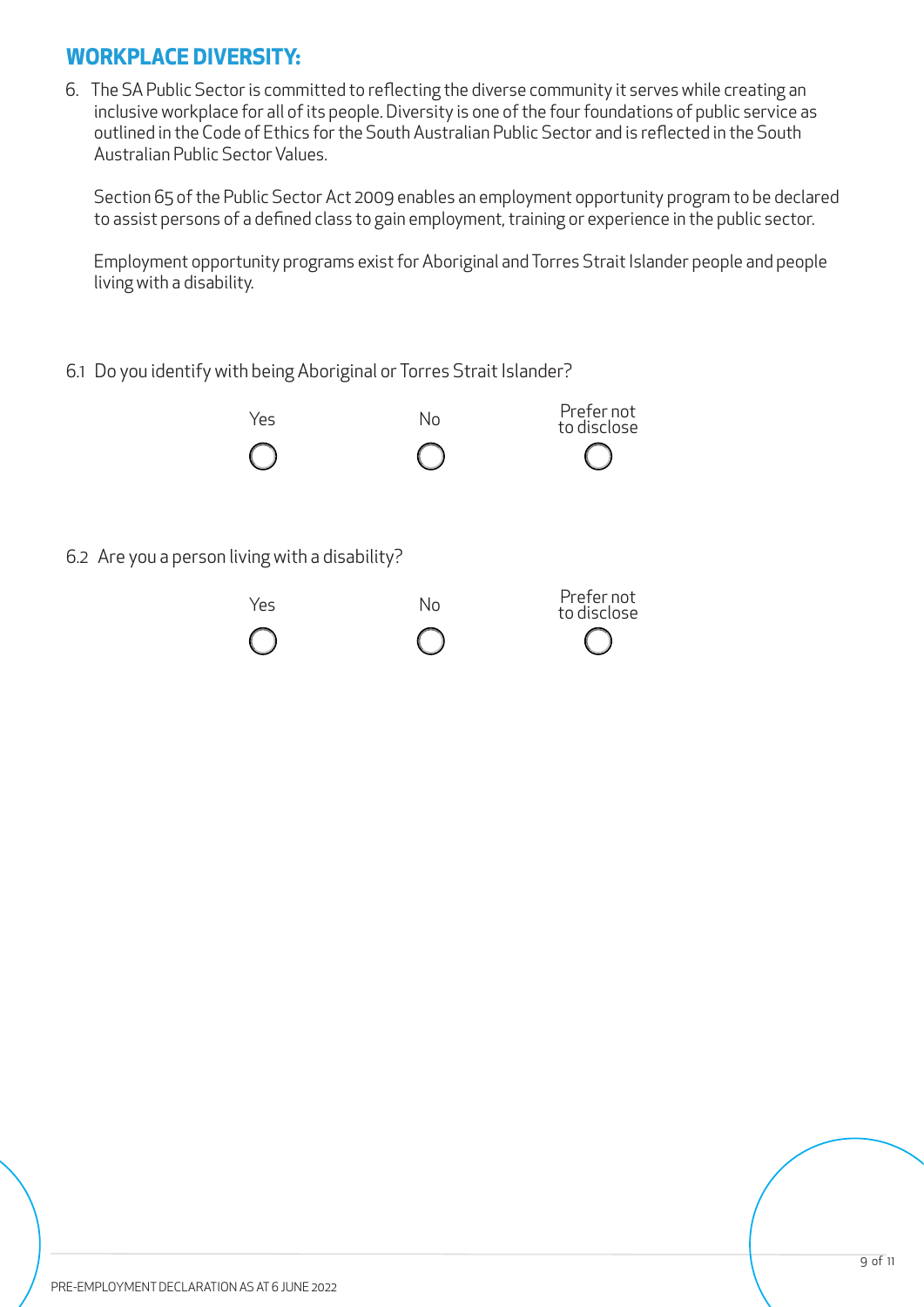## WORKPLACE DIVERSITY:

6. The SA Public Sector is committed to reflecting the diverse community it serves while creating an inclusive workplace for all of its people. Diversity is one of the four foundations of public service as outlined in the Code of Ethics for the South Australian Public Sector and is reflected in the South Australian Public Sector Values.

   Section 65 of the Public Sector Act 2009 enables an employment opportunity program to be declared to assist persons of a defined class to gain employment, training or experience in the public sector.

   Employment opportunity programs exist for Aboriginal and Torres Strait Islander people and people living with a disability.

6.1 Do you identify with being Aboriginal or Torres Strait Islander?

| Yes | No | Prefer not to disclose |
|---|---|---|
| ○ | ○ | ○ |

6.2 Are you a person living with a disability?

| Yes | No | Prefer not to disclose |
|---|---|---|
| ○ | ○ | ○ |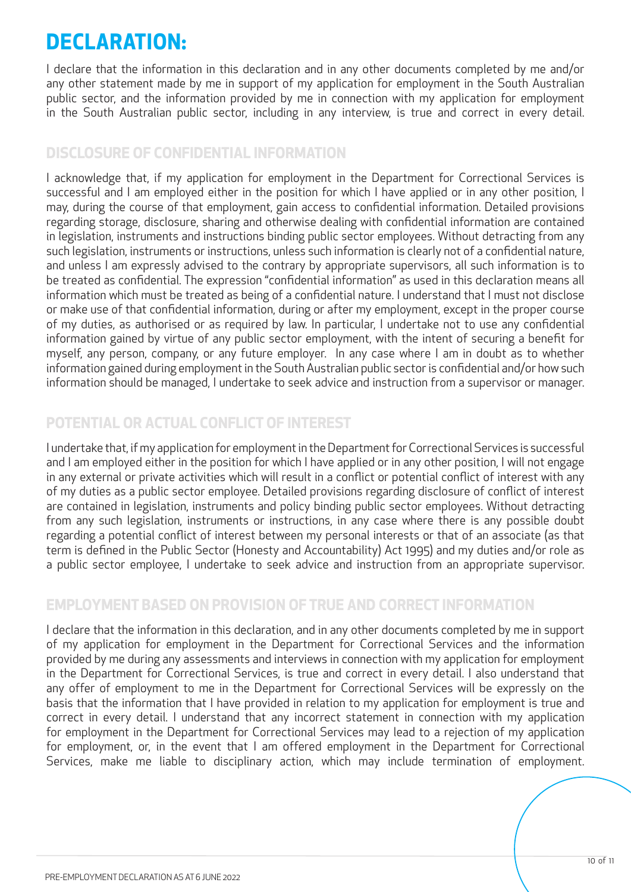# DECLARATION:

I declare that the information in this declaration and in any other documents completed by me and/or any other statement made by me in support of my application for employment in the South Australian public sector, and the information provided by me in connection with my application for employment in the South Australian public sector, including in any interview, is true and correct in every detail.

## DISCLOSURE OF CONFIDENTIAL INFORMATION

I acknowledge that, if my application for employment in the Department for Correctional Services is successful and I am employed either in the position for which I have applied or in any other position, I may, during the course of that employment, gain access to confidential information. Detailed provisions regarding storage, disclosure, sharing and otherwise dealing with confidential information are contained in legislation, instruments and instructions binding public sector employees. Without detracting from any such legislation, instruments or instructions, unless such information is clearly not of a confidential nature, and unless I am expressly advised to the contrary by appropriate supervisors, all such information is to be treated as confidential. The expression "confidential information" as used in this declaration means all information which must be treated as being of a confidential nature. I understand that I must not disclose or make use of that confidential information, during or after my employment, except in the proper course of my duties, as authorised or as required by law. In particular, I undertake not to use any confidential information gained by virtue of any public sector employment, with the intent of securing a benefit for myself, any person, company, or any future employer. In any case where I am in doubt as to whether information gained during employment in the South Australian public sector is confidential and/or how such information should be managed, I undertake to seek advice and instruction from a supervisor or manager.

## POTENTIAL OR ACTUAL CONFLICT OF INTEREST

I undertake that, if my application for employment in the Department for Correctional Services is successful and I am employed either in the position for which I have applied or in any other position, I will not engage in any external or private activities which will result in a conflict or potential conflict of interest with any of my duties as a public sector employee. Detailed provisions regarding disclosure of conflict of interest are contained in legislation, instruments and policy binding public sector employees. Without detracting from any such legislation, instruments or instructions, in any case where there is any possible doubt regarding a potential conflict of interest between my personal interests or that of an associate (as that term is defined in the Public Sector (Honesty and Accountability) Act 1995) and my duties and/or role as a public sector employee, I undertake to seek advice and instruction from an appropriate supervisor.

## EMPLOYMENT BASED ON PROVISION OF TRUE AND CORRECT INFORMATION

I declare that the information in this declaration, and in any other documents completed by me in support of my application for employment in the Department for Correctional Services and the information provided by me during any assessments and interviews in connection with my application for employment in the Department for Correctional Services, is true and correct in every detail. I also understand that any offer of employment to me in the Department for Correctional Services will be expressly on the basis that the information that I have provided in relation to my application for employment is true and correct in every detail. I understand that any incorrect statement in connection with my application for employment in the Department for Correctional Services may lead to a rejection of my application for employment, or, in the event that I am offered employment in the Department for Correctional Services, make me liable to disciplinary action, which may include termination of employment.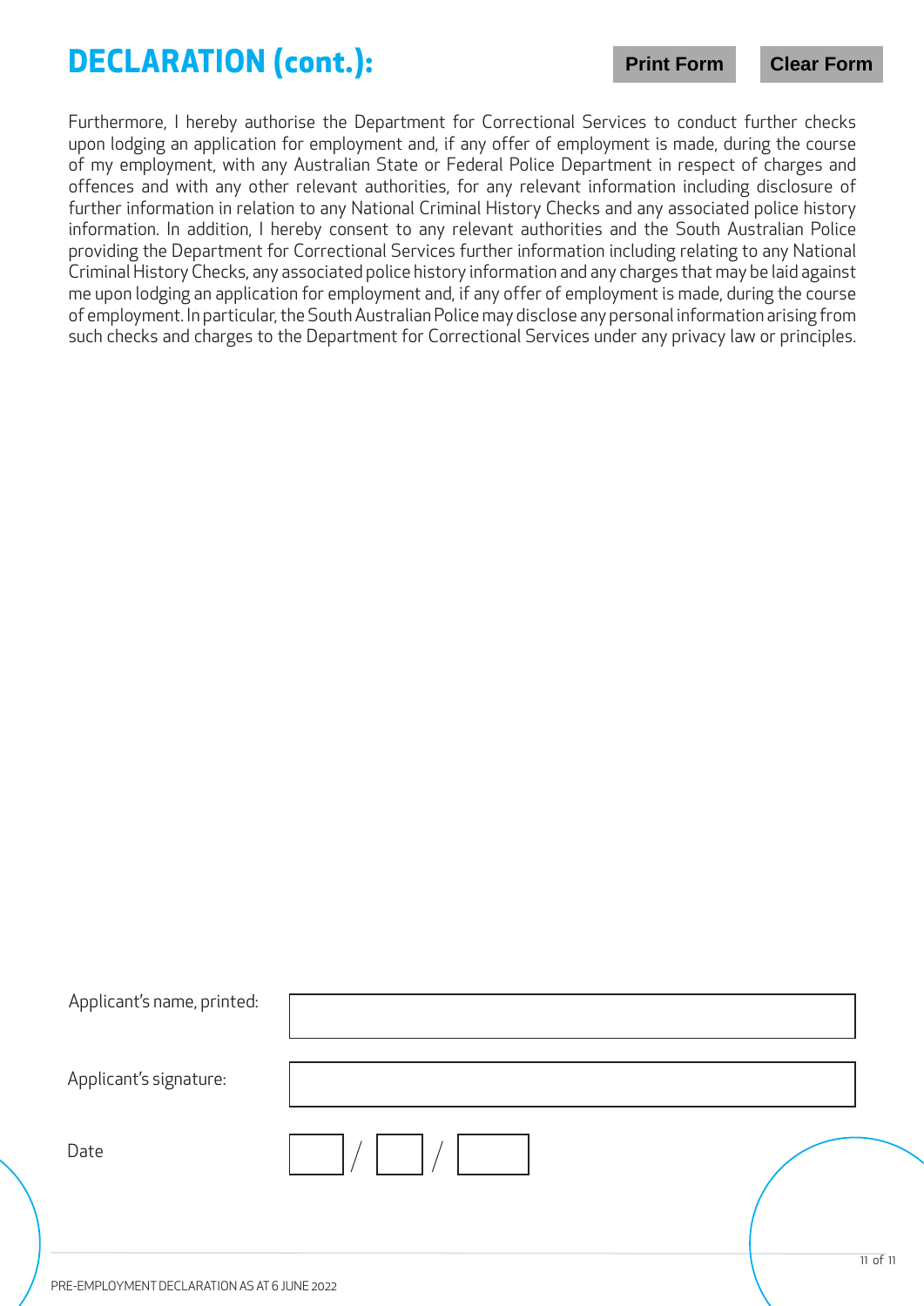# DECLARATION (cont.):

Furthermore, I hereby authorise the Department for Correctional Services to conduct further checks upon lodging an application for employment and, if any offer of employment is made, during the course of my employment, with any Australian State or Federal Police Department in respect of charges and offences and with any other relevant authorities, for any relevant information including disclosure of further information in relation to any National Criminal History Checks and any associated police history information. In addition, I hereby consent to any relevant authorities and the South Australian Police providing the Department for Correctional Services further information including relating to any National Criminal History Checks, any associated police history information and any charges that may be laid against me upon lodging an application for employment and, if any offer of employment is made, during the course of employment. In particular, the South Australian Police may disclose any personal information arising from such checks and charges to the Department for Correctional Services under any privacy law or principles.

Applicant's name, printed:

Applicant's signature:

Date ___ / ___ / ___

PRE-EMPLOYMENT DECLARATION AS AT 6 JUNE 2022